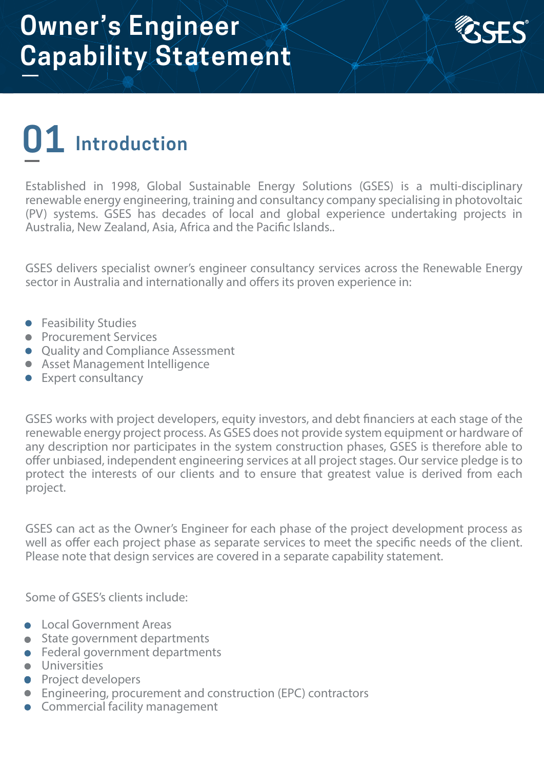# Owner's Engineer Capability Statement

## 01 Introduction

Established in 1998, Global Sustainable Energy Solutions (GSES) is a multi-disciplinary renewable energy engineering, training and consultancy company specialising in photovoltaic (PV) systems. GSES has decades of local and global experience undertaking projects in Australia, New Zealand, Asia, Africa and the Pacific Islands..

GSES delivers specialist owner's engineer consultancy services across the Renewable Energy sector in Australia and internationally and offers its proven experience in:

- Feasibility Studies
- Procurement Services
- Quality and Compliance Assessment
- Asset Management Intelligence
- Expert consultancy

GSES works with project developers, equity investors, and debt financiers at each stage of the renewable energy project process. As GSES does not provide system equipment or hardware of any description nor participates in the system construction phases, GSES is therefore able to offer unbiased, independent engineering services at all project stages. Our service pledge is to protect the interests of our clients and to ensure that greatest value is derived from each project.

GSES can act as the Owner's Engineer for each phase of the project development process as well as offer each project phase as separate services to meet the specific needs of the client. Please note that design services are covered in a separate capability statement.

Some of GSES's clients include:

- Local Government Areas
- State government departments
- Federal government departments
- Universities
- Project developers
- Engineering, procurement and construction (EPC) contractors
- Commercial facility management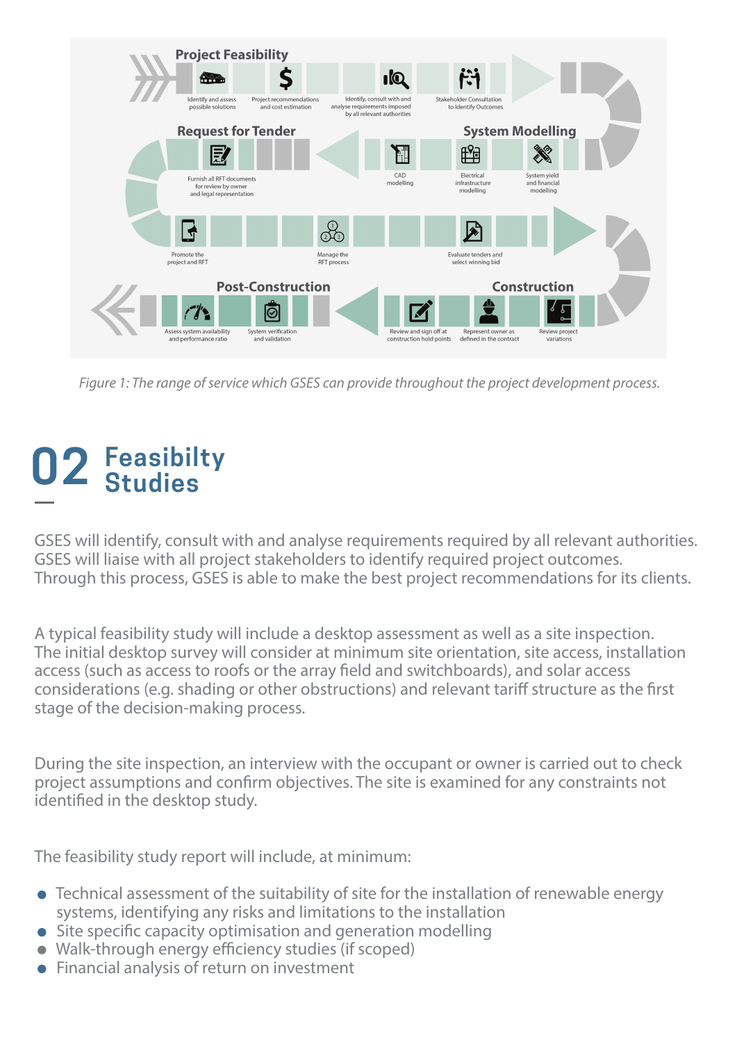**Project Feasibility**

Identify and assess possible solutions

Project recommendations and cost estimation

Identify, consult with and analyse requirements imposed by all relevant authorities

Stakeholder Consultation to Identify Outcomes

**System Modelling**

CAD modelling

Electrical infrastructure modelling

System yield and financial modelling

**Request for Tender**

Furnish all RFT documents for review by owner and legal representation

Promote the project and RFT

Manage the RFT process

Evaluate tenders and select winning bid

**Construction**

Review and sign off at construction hold points

Represent owner as defined in the contract

Review project variations

**Post-Construction**

Assess system availability and performance ratio

System verification and validation

*Figure 1: The range of service which GSES can provide throughout the project development process.*

# 02 Feasibilty Studies

GSES will identify, consult with and analyse requirements required by all relevant authorities. GSES will liaise with all project stakeholders to identify required project outcomes. Through this process, GSES is able to make the best project recommendations for its clients.

A typical feasibility study will include a desktop assessment as well as a site inspection. The initial desktop survey will consider at minimum site orientation, site access, installation access (such as access to roofs or the array field and switchboards), and solar access considerations (e.g. shading or other obstructions) and relevant tariff structure as the first stage of the decision-making process.

During the site inspection, an interview with the occupant or owner is carried out to check project assumptions and confirm objectives. The site is examined for any constraints not identified in the desktop study.

The feasibility study report will include, at minimum:

- Technical assessment of the suitability of site for the installation of renewable energy systems, identifying any risks and limitations to the installation
- Site specific capacity optimisation and generation modelling
- Walk-through energy efficiency studies (if scoped)
- Financial analysis of return on investment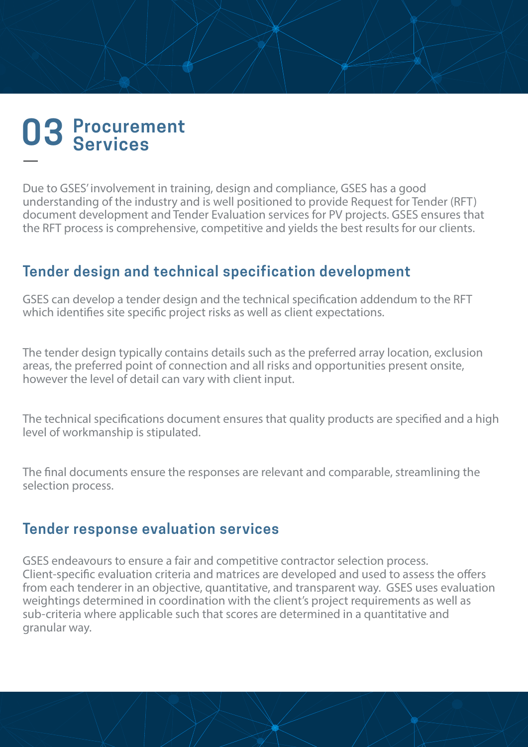# 03 Procurement Services

Due to GSES' involvement in training, design and compliance, GSES has a good understanding of the industry and is well positioned to provide Request for Tender (RFT) document development and Tender Evaluation services for PV projects. GSES ensures that the RFT process is comprehensive, competitive and yields the best results for our clients.

## Tender design and technical specification development

GSES can develop a tender design and the technical specification addendum to the RFT which identifies site specific project risks as well as client expectations.

The tender design typically contains details such as the preferred array location, exclusion areas, the preferred point of connection and all risks and opportunities present onsite, however the level of detail can vary with client input.

The technical specifications document ensures that quality products are specified and a high level of workmanship is stipulated.

The final documents ensure the responses are relevant and comparable, streamlining the selection process.

## Tender response evaluation services

GSES endeavours to ensure a fair and competitive contractor selection process. Client-specific evaluation criteria and matrices are developed and used to assess the offers from each tenderer in an objective, quantitative, and transparent way. GSES uses evaluation weightings determined in coordination with the client's project requirements as well as sub-criteria where applicable such that scores are determined in a quantitative and granular way.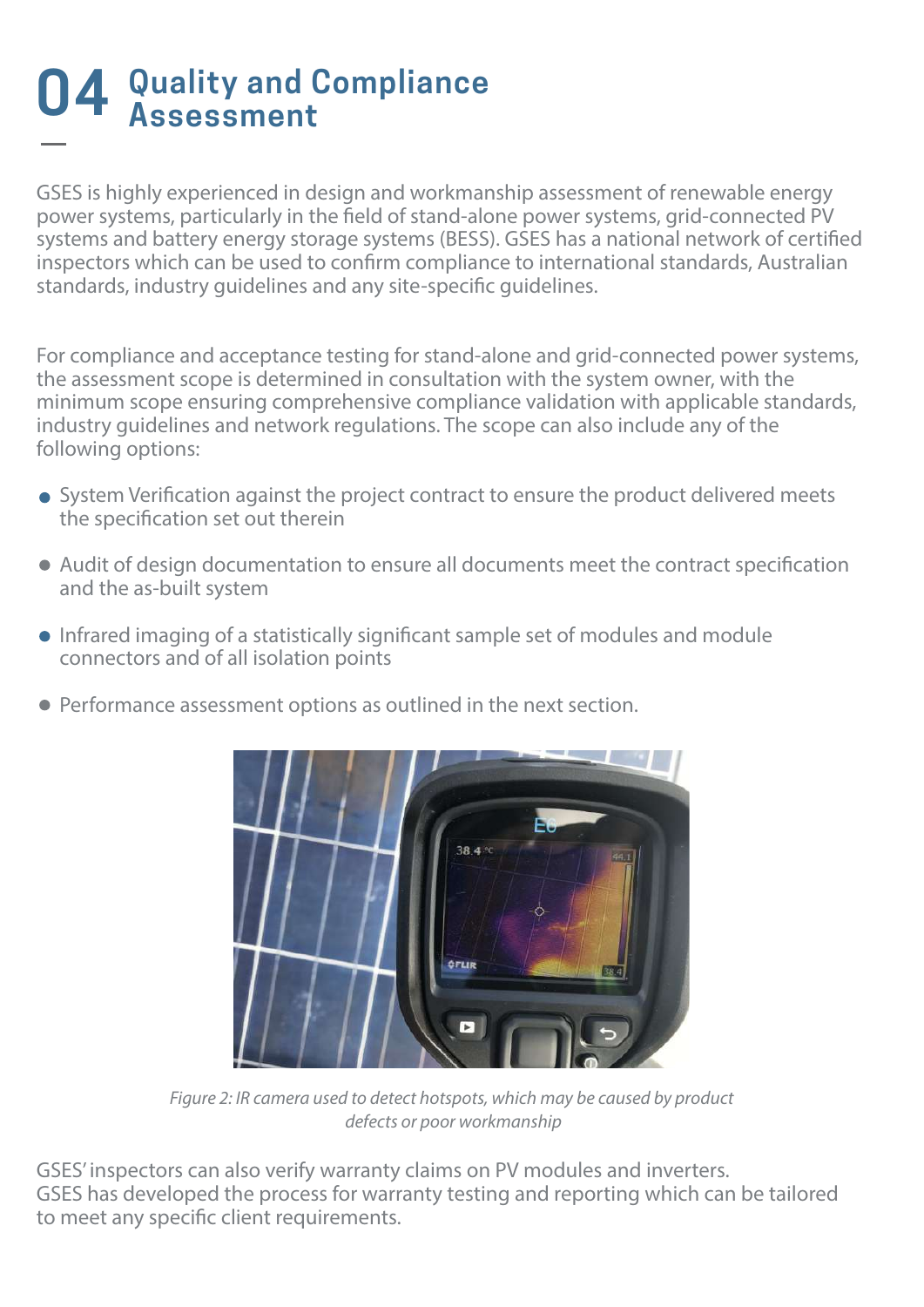# 04 Quality and Compliance Assessment

GSES is highly experienced in design and workmanship assessment of renewable energy power systems, particularly in the field of stand-alone power systems, grid-connected PV systems and battery energy storage systems (BESS). GSES has a national network of certified inspectors which can be used to confirm compliance to international standards, Australian standards, industry guidelines and any site-specific guidelines.

For compliance and acceptance testing for stand-alone and grid-connected power systems, the assessment scope is determined in consultation with the system owner, with the minimum scope ensuring comprehensive compliance validation with applicable standards, industry guidelines and network regulations. The scope can also include any of the following options:

- System Verification against the project contract to ensure the product delivered meets the specification set out therein
- Audit of design documentation to ensure all documents meet the contract specification and the as-built system
- Infrared imaging of a statistically significant sample set of modules and module connectors and of all isolation points
- Performance assessment options as outlined in the next section.

*Figure 2: IR camera used to detect hotspots, which may be caused by product defects or poor workmanship*

GSES' inspectors can also verify warranty claims on PV modules and inverters. GSES has developed the process for warranty testing and reporting which can be tailored to meet any specific client requirements.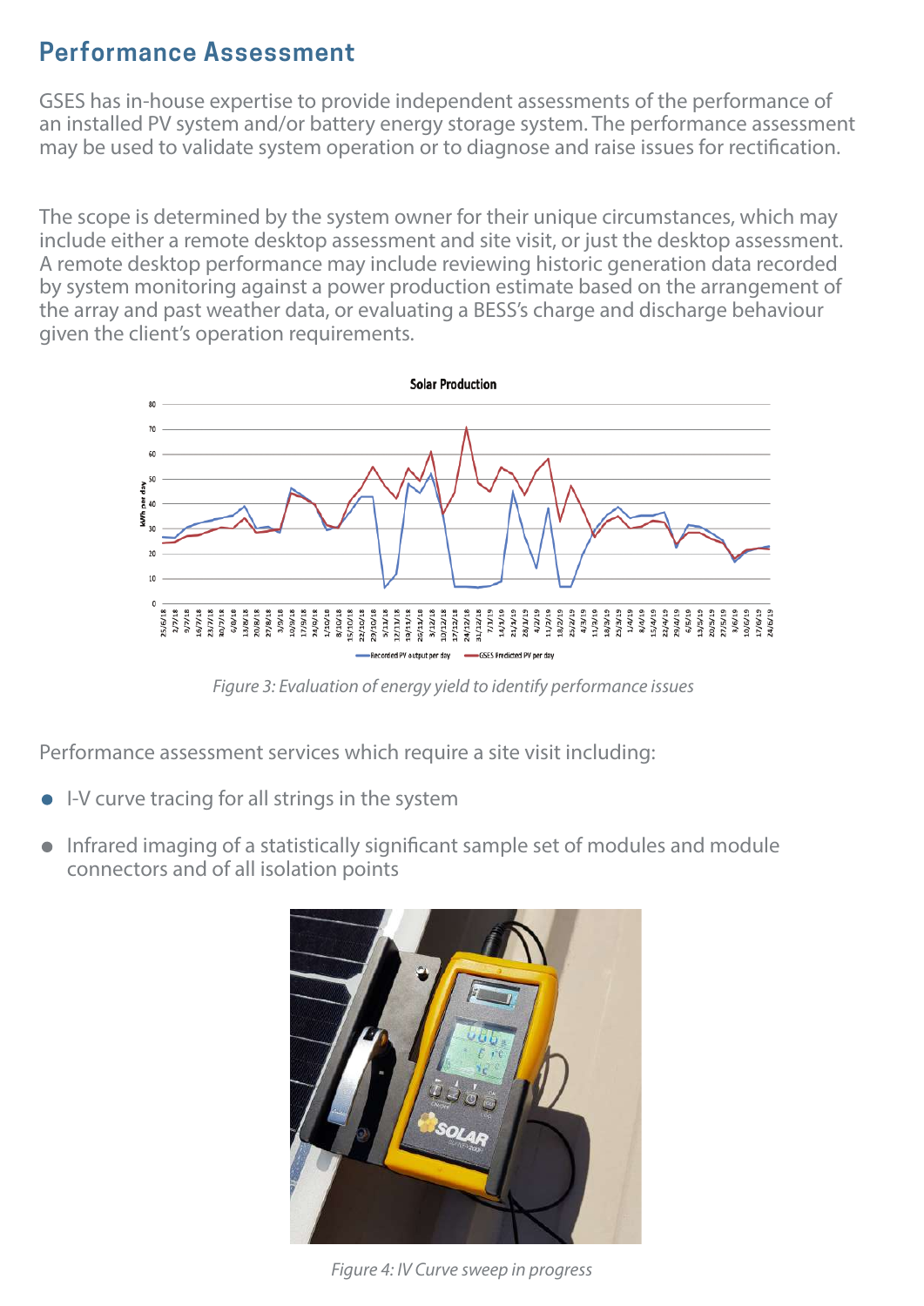## Performance Assessment

GSES has in-house expertise to provide independent assessments of the performance of an installed PV system and/or battery energy storage system. The performance assessment may be used to validate system operation or to diagnose and raise issues for rectification.

The scope is determined by the system owner for their unique circumstances, which may include either a remote desktop assessment and site visit, or just the desktop assessment. A remote desktop performance may include reviewing historic generation data recorded by system monitoring against a power production estimate based on the arrangement of the array and past weather data, or evaluating a BESS's charge and discharge behaviour given the client's operation requirements.

*Figure 3: Evaluation of energy yield to identify performance issues*

Performance assessment services which require a site visit including:

- I-V curve tracing for all strings in the system
- Infrared imaging of a statistically significant sample set of modules and module connectors and of all isolation points

*Figure 4: IV Curve sweep in progress*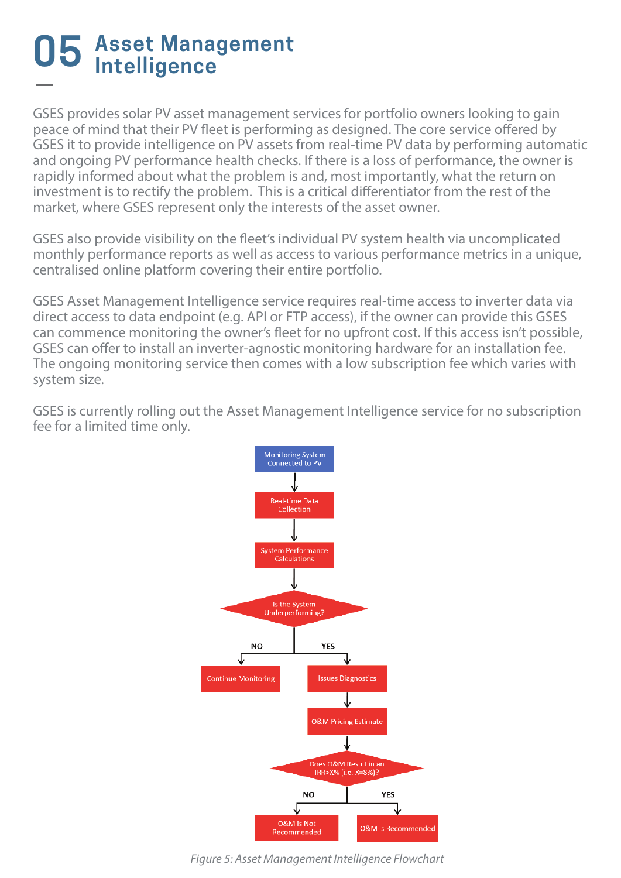# 05 Asset Management Intelligence

GSES provides solar PV asset management services for portfolio owners looking to gain peace of mind that their PV fleet is performing as designed. The core service offered by GSES it to provide intelligence on PV assets from real-time PV data by performing automatic and ongoing PV performance health checks. If there is a loss of performance, the owner is rapidly informed about what the problem is and, most importantly, what the return on investment is to rectify the problem. This is a critical differentiator from the rest of the market, where GSES represent only the interests of the asset owner.

GSES also provide visibility on the fleet's individual PV system health via uncomplicated monthly performance reports as well as access to various performance metrics in a unique, centralised online platform covering their entire portfolio.

GSES Asset Management Intelligence service requires real-time access to inverter data via direct access to data endpoint (e.g. API or FTP access), if the owner can provide this GSES can commence monitoring the owner's fleet for no upfront cost. If this access isn't possible, GSES can offer to install an inverter-agnostic monitoring hardware for an installation fee. The ongoing monitoring service then comes with a low subscription fee which varies with system size.

GSES is currently rolling out the Asset Management Intelligence service for no subscription fee for a limited time only.

Monitoring System Connected to PV → Real-time Data Collection → System Performance Calculations → Is the System Underperforming?

- NO → Continue Monitoring
- YES → Issues Diagnostics → O&M Pricing Estimate → Does O&M Result in an IRR>X% (i.e. X=8%)?
  - NO → O&M is Not Recommended
  - YES → O&M is Recommended

*Figure 5: Asset Management Intelligence Flowchart*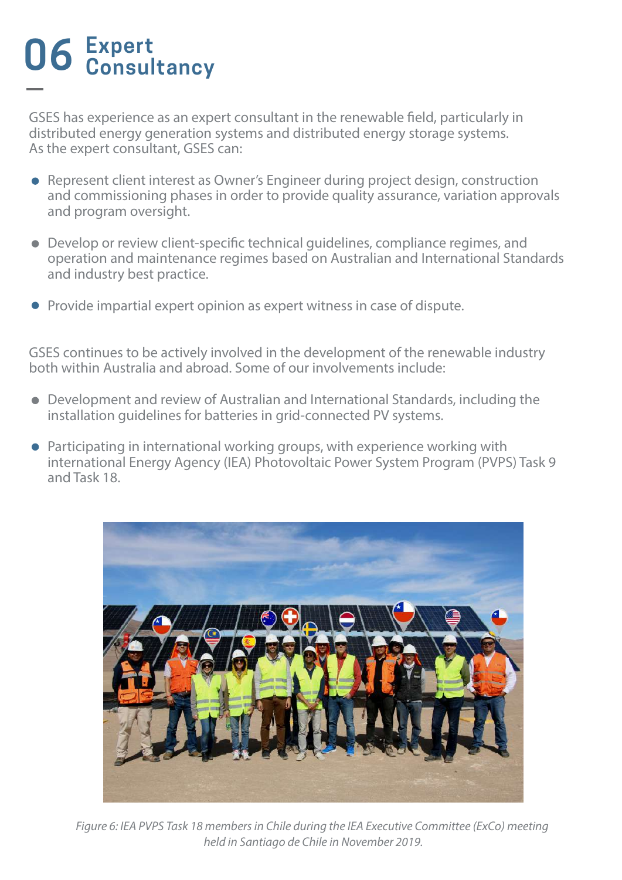# 06 Expert Consultancy

GSES has experience as an expert consultant in the renewable field, particularly in distributed energy generation systems and distributed energy storage systems. As the expert consultant, GSES can:

- Represent client interest as Owner's Engineer during project design, construction and commissioning phases in order to provide quality assurance, variation approvals and program oversight.
- Develop or review client-specific technical guidelines, compliance regimes, and operation and maintenance regimes based on Australian and International Standards and industry best practice.
- Provide impartial expert opinion as expert witness in case of dispute.

GSES continues to be actively involved in the development of the renewable industry both within Australia and abroad. Some of our involvements include:

- Development and review of Australian and International Standards, including the installation guidelines for batteries in grid-connected PV systems.
- Participating in international working groups, with experience working with international Energy Agency (IEA) Photovoltaic Power System Program (PVPS) Task 9 and Task 18.

*Figure 6: IEA PVPS Task 18 members in Chile during the IEA Executive Committee (ExCo) meeting held in Santiago de Chile in November 2019.*